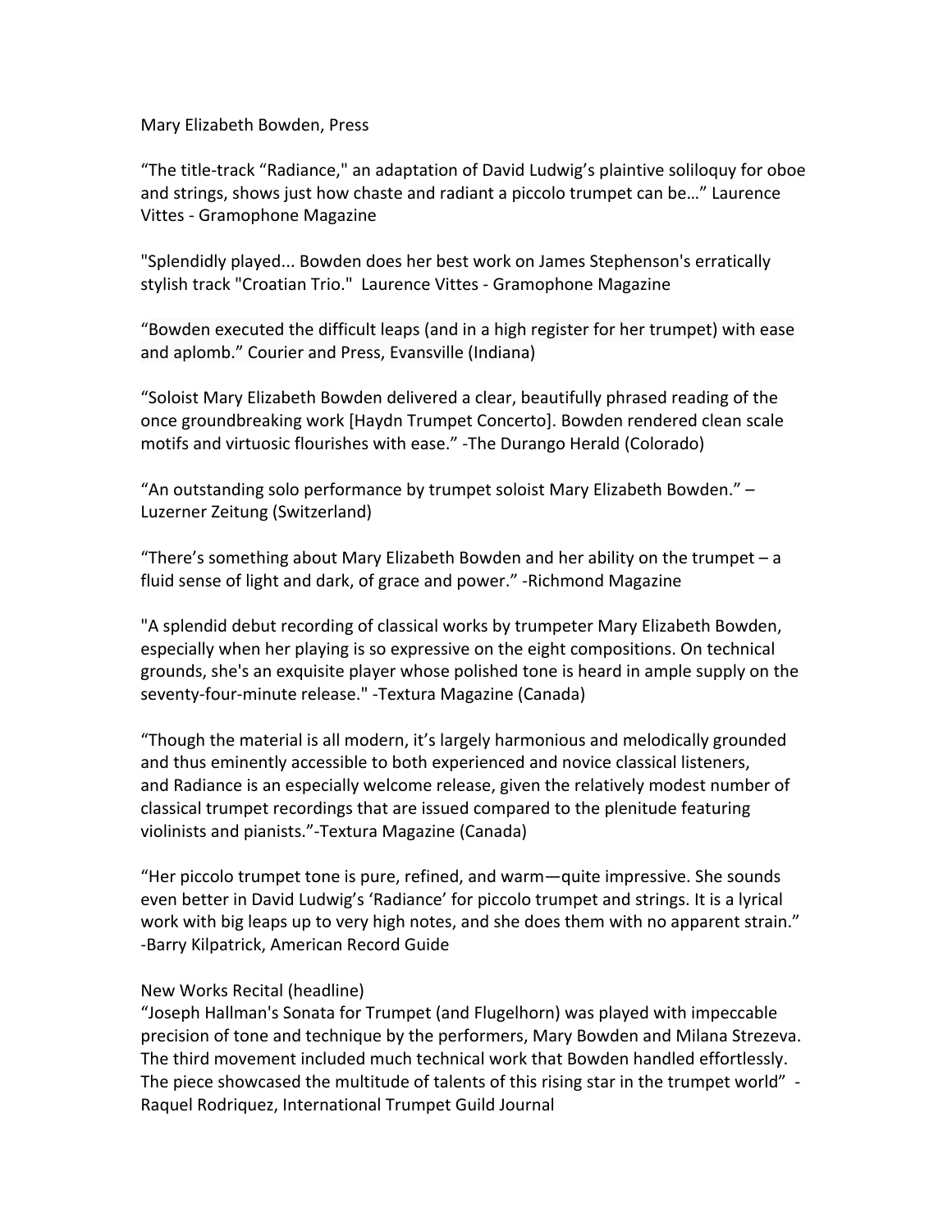Mary Elizabeth Bowden, Press

"The title-track "Radiance," an adaptation of David Ludwig's plaintive soliloquy for oboe and strings, shows just how chaste and radiant a piccolo trumpet can be…" Laurence Vittes - Gramophone Magazine

"Splendidly played... Bowden does her best work on James Stephenson's erratically stylish track "Croatian Trio." Laurence Vittes - Gramophone Magazine

"Bowden executed the difficult leaps (and in a high register for her trumpet) with ease and aplomb." Courier and Press, Evansville (Indiana)

"Soloist Mary Elizabeth Bowden delivered a clear, beautifully phrased reading of the once groundbreaking work [Haydn Trumpet Concerto]. Bowden rendered clean scale motifs and virtuosic flourishes with ease." -The Durango Herald (Colorado)

"An outstanding solo performance by trumpet soloist Mary Elizabeth Bowden." – Luzerner Zeitung (Switzerland)

"There's something about Mary Elizabeth Bowden and her ability on the trumpet – a fluid sense of light and dark, of grace and power." -Richmond Magazine

"A splendid debut recording of classical works by trumpeter Mary Elizabeth Bowden, especially when her playing is so expressive on the eight compositions. On technical grounds, she's an exquisite player whose polished tone is heard in ample supply on the seventy-four-minute release." -Textura Magazine (Canada)

"Though the material is all modern, it's largely harmonious and melodically grounded and thus eminently accessible to both experienced and novice classical listeners, and Radiance is an especially welcome release, given the relatively modest number of classical trumpet recordings that are issued compared to the plenitude featuring violinists and pianists."-Textura Magazine (Canada)

"Her piccolo trumpet tone is pure, refined, and warm—quite impressive. She sounds even better in David Ludwig's 'Radiance' for piccolo trumpet and strings. It is a lyrical work with big leaps up to very high notes, and she does them with no apparent strain." -Barry Kilpatrick, American Record Guide

New Works Recital (headline)
"Joseph Hallman's Sonata for Trumpet (and Flugelhorn) was played with impeccable precision of tone and technique by the performers, Mary Bowden and Milana Strezeva. The third movement included much technical work that Bowden handled effortlessly. The piece showcased the multitude of talents of this rising star in the trumpet world" - Raquel Rodriquez, International Trumpet Guild Journal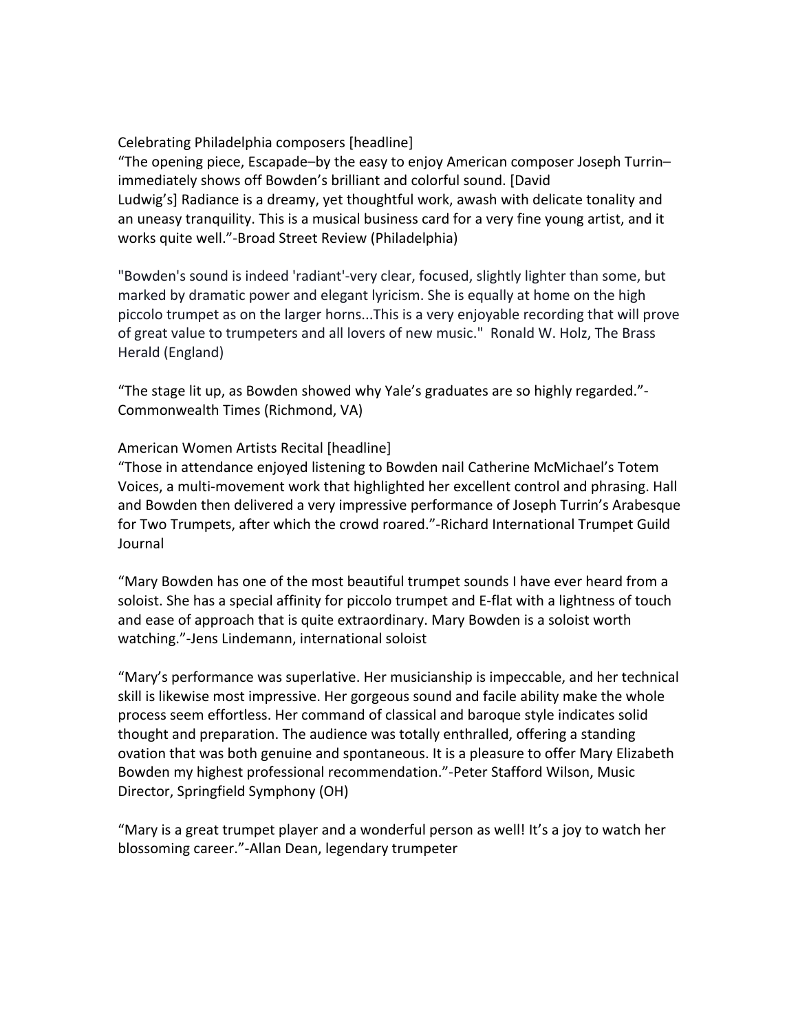Celebrating Philadelphia composers [headline]
“The opening piece, Escapade–by the easy to enjoy American composer Joseph Turrin–immediately shows off Bowden’s brilliant and colorful sound. [David Ludwig’s] Radiance is a dreamy, yet thoughtful work, awash with delicate tonality and an uneasy tranquility. This is a musical business card for a very fine young artist, and it works quite well.”-Broad Street Review (Philadelphia)

"Bowden's sound is indeed 'radiant'-very clear, focused, slightly lighter than some, but marked by dramatic power and elegant lyricism. She is equally at home on the high piccolo trumpet as on the larger horns...This is a very enjoyable recording that will prove of great value to trumpeters and all lovers of new music."  Ronald W. Holz, The Brass Herald (England)

“The stage lit up, as Bowden showed why Yale’s graduates are so highly regarded.”-Commonwealth Times (Richmond, VA)

American Women Artists Recital [headline]
“Those in attendance enjoyed listening to Bowden nail Catherine McMichael’s Totem Voices, a multi-movement work that highlighted her excellent control and phrasing. Hall and Bowden then delivered a very impressive performance of Joseph Turrin’s Arabesque for Two Trumpets, after which the crowd roared.”-Richard International Trumpet Guild Journal

“Mary Bowden has one of the most beautiful trumpet sounds I have ever heard from a soloist. She has a special affinity for piccolo trumpet and E-flat with a lightness of touch and ease of approach that is quite extraordinary. Mary Bowden is a soloist worth watching.”-Jens Lindemann, international soloist

“Mary’s performance was superlative. Her musicianship is impeccable, and her technical skill is likewise most impressive. Her gorgeous sound and facile ability make the whole process seem effortless. Her command of classical and baroque style indicates solid thought and preparation. The audience was totally enthralled, offering a standing ovation that was both genuine and spontaneous. It is a pleasure to offer Mary Elizabeth Bowden my highest professional recommendation.”-Peter Stafford Wilson, Music Director, Springfield Symphony (OH)

“Mary is a great trumpet player and a wonderful person as well! It’s a joy to watch her blossoming career.”-Allan Dean, legendary trumpeter